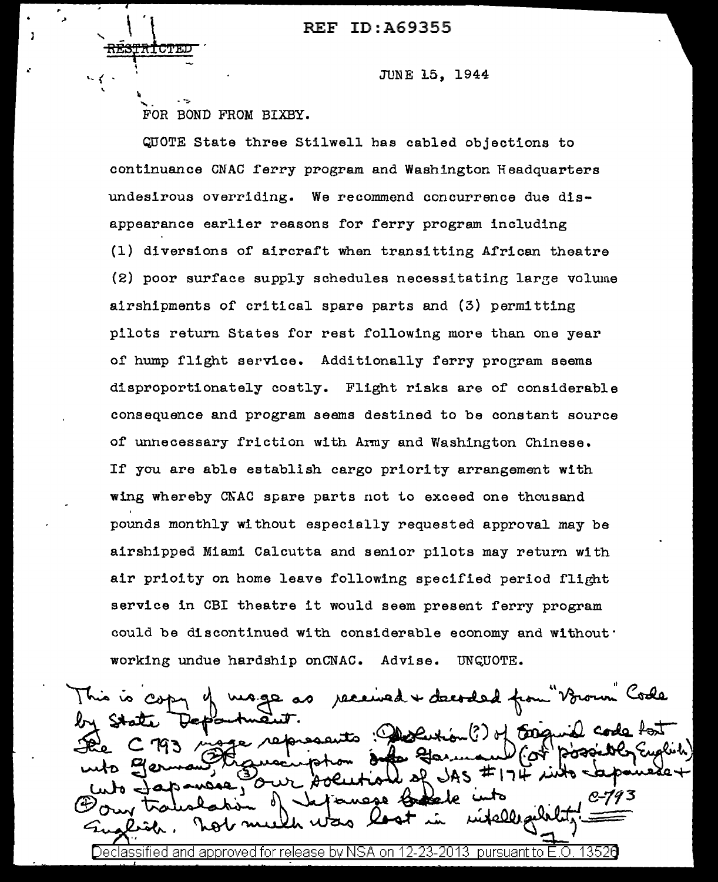REF ID:A69355

~~RESTRICTED~~

JUNE 15, 1944

FOR BOND FROM BIXBY.

QUOTE State three Stilwell has cabled objections to continuance CNAC ferry program and Washington Headquarters undesirous overriding. We recommend concurrence due disappearance earlier reasons for ferry program including (1) diversions of aircraft when transitting African theatre (2) poor surface supply schedules necessitating large volume airshipments of critical spare parts and (3) permitting pilots return States for rest following more than one year of hump flight service. Additionally ferry program seems disproportionately costly. Flight risks are of considerable consequence and program seems destined to be constant source of unnecessary friction with Army and Washington Chinese. If you are able establish cargo priority arrangement with wing whereby CNAC spare parts not to exceed one thousand pounds monthly without especially requested approval may be airshipped Miami Calcutta and senior pilots may return with air prioity on home leave following specified period flight service in CBI theatre it would seem present ferry program could be discontinued with considerable economy and without working undue hardship onCNAC. Advise. UNQUOTE.

This is copy of msge as received + decoded from "Brown" Code by State Department.
The C 793 msge represents: (1) Solution(?) of original code text into German, (2) transcription into German (or possibly English) into Japanese, (3) our solution of JAS #174 into Japanese + (4) our translation of Japanese text into English. Not much was lost in intelligibility! C-793

Declassified and approved for release by NSA on 12-23-2013 pursuant to E.O. 13526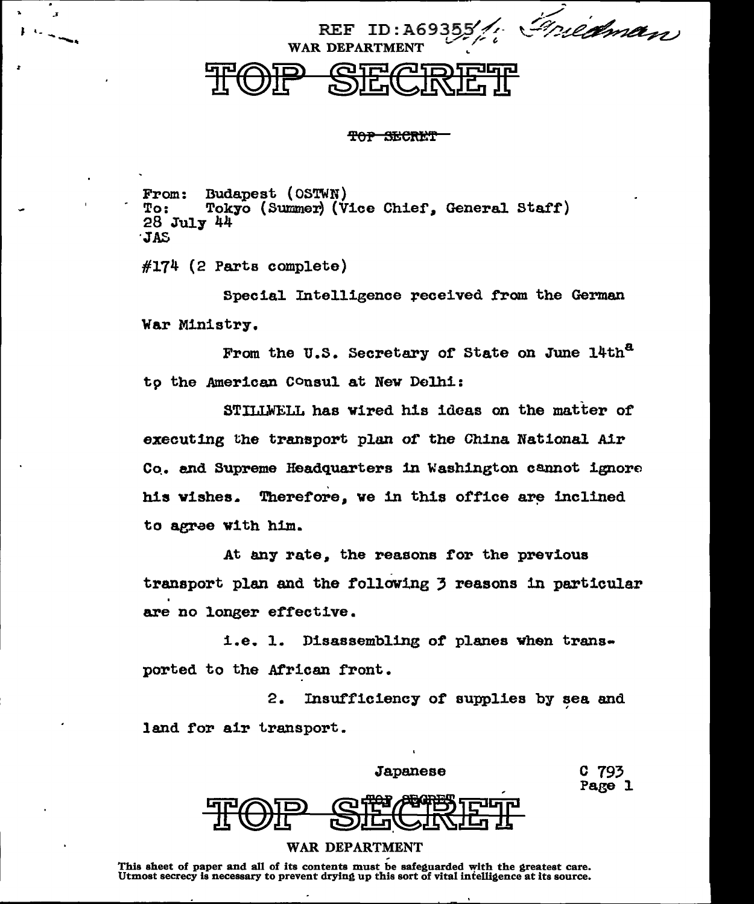REF ID:A69355 Friedman

WAR DEPARTMENT

# TOP SECRET

~~TOP SECRET~~

From: Budapest (OSTWN)
To: Tokyo (Summer) (Vice Chief, General Staff)
28 July 44
JAS

#174 (2 Parts complete)

Special Intelligence received from the German War Ministry.

From the U.S. Secretary of State on June 14th[a] to the American Consul at New Delhi:

STILLWELL has wired his ideas on the matter of executing the transport plan of the China National Air Co. and Supreme Headquarters in Washington cannot ignore his wishes. Therefore, we in this office are inclined to agree with him.

At any rate, the reasons for the previous transport plan and the following 3 reasons in particular are no longer effective.

i.e. 1. Disassembling of planes when transported to the African front.

2. Insufficiency of supplies by sea and land for air transport.

Japanese

C 793
Page 1

# TOP SECRET

WAR DEPARTMENT

This sheet of paper and all of its contents must be safeguarded with the greatest care. Utmost secrecy is necessary to prevent drying up this sort of vital intelligence at its source.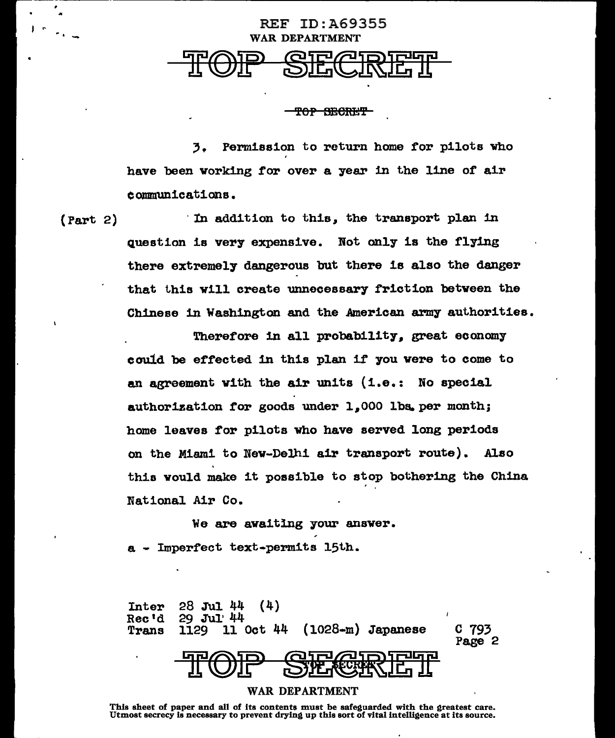REF ID:A69355

WAR DEPARTMENT

TOP SECRET

TOP SECRET

3. Permission to return home for pilots who have been working for over a year in the line of air communications.

(Part 2) In addition to this, the transport plan in question is very expensive. Not only is the flying there extremely dangerous but there is also the danger that this will create unnecessary friction between the Chinese in Washington and the American army authorities.

Therefore in all probability, great economy could be effected in this plan if you were to come to an agreement with the air units (i.e.: No special authorization for goods under 1,000 lbs. per month; home leaves for pilots who have served long periods on the Miami to New-Delhi air transport route). Also this would make it possible to stop bothering the China National Air Co.

We are awaiting your answer.

a - Imperfect text-permits 15th.

Inter 28 Jul 44 (4)
Rec'd 29 Jul 44
Trans 1129 11 Oct 44 (1028-m) Japanese

C 793
Page 2

TOP SECRET

WAR DEPARTMENT

This sheet of paper and all of its contents must be safeguarded with the greatest care. Utmost secrecy is necessary to prevent drying up this sort of vital intelligence at its source.